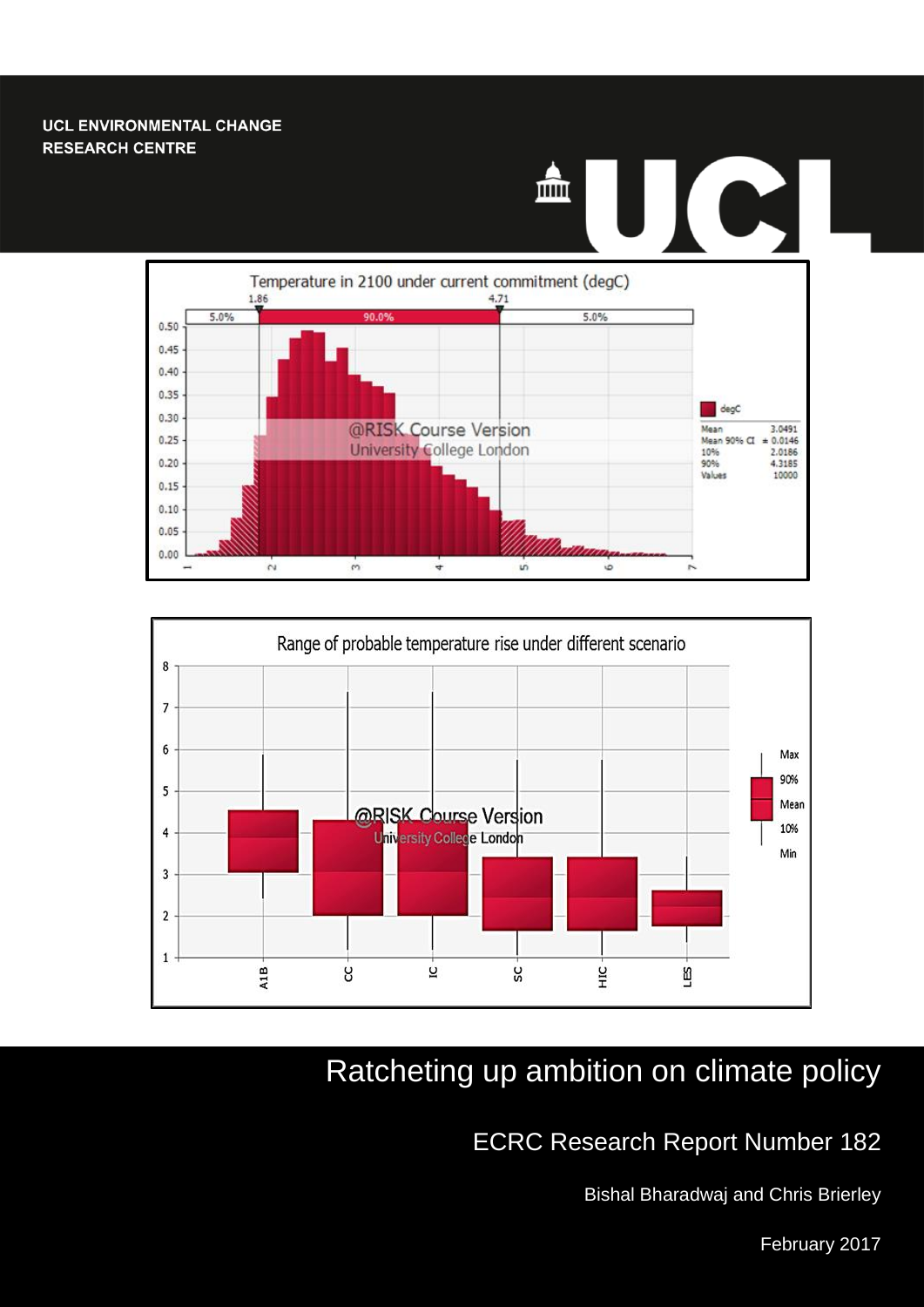UCL ENVIRONMENTAL CHANGE
RESEARCH CENTRE

# Ratcheting up ambition on climate policy

## ECRC Research Report Number 182

Bishal Bharadwaj and Chris Brierley

February 2017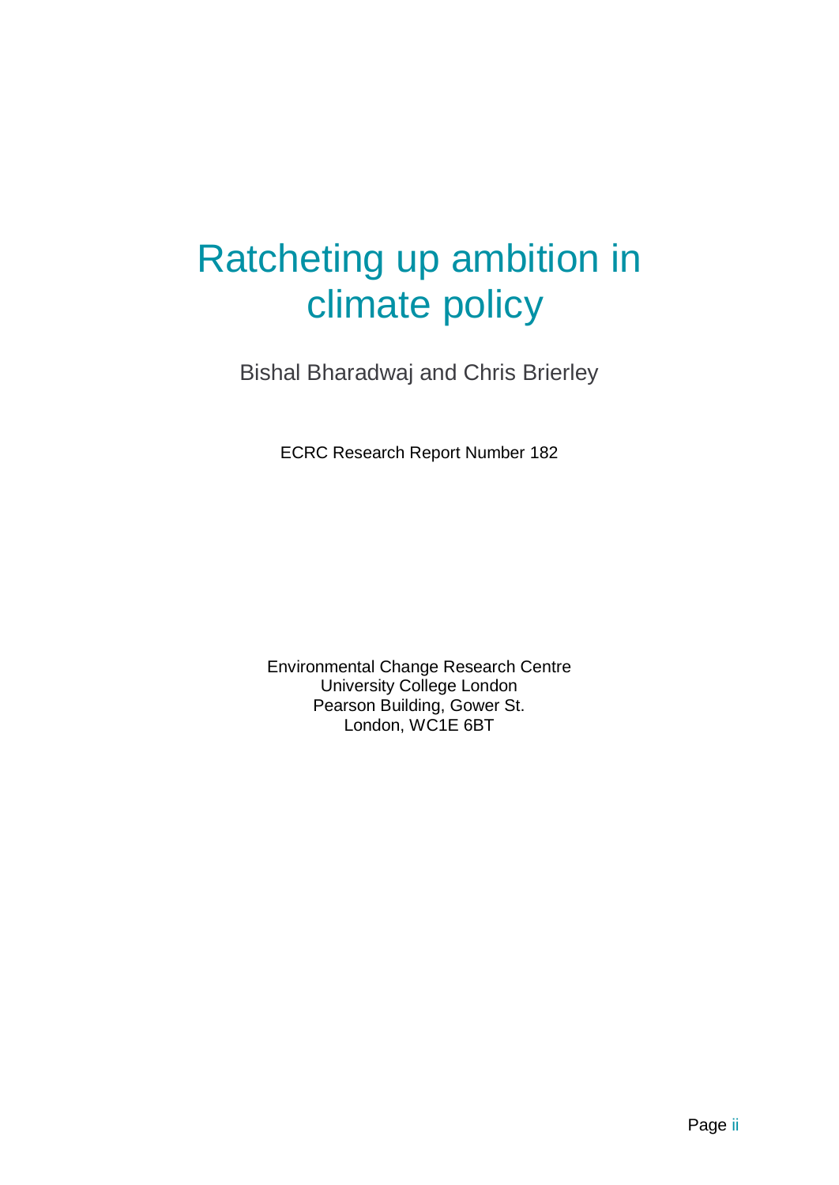# Ratcheting up ambition in climate policy

Bishal Bharadwaj and Chris Brierley

ECRC Research Report Number 182

Environmental Change Research Centre
University College London
Pearson Building, Gower St.
London, WC1E 6BT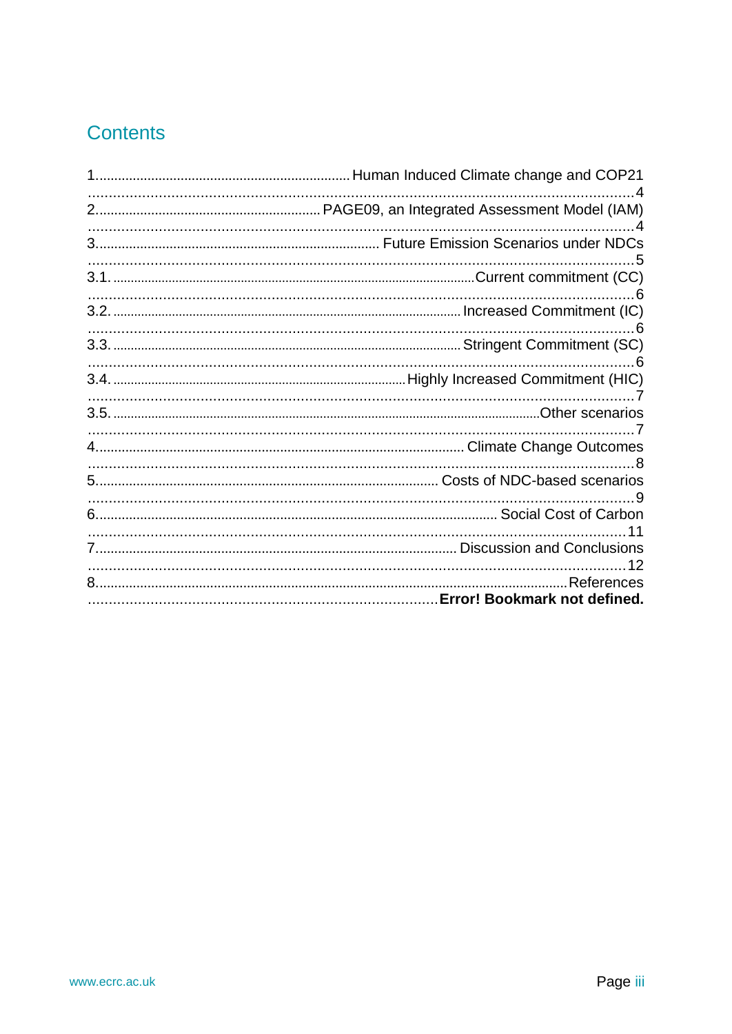## Contents

1. Human Induced Climate change and COP21 ........ 4
2. PAGE09, an Integrated Assessment Model (IAM) ........ 4
3. Future Emission Scenarios under NDCs ........ 5
   - 3.1. Current commitment (CC) ........ 6
   - 3.2. Increased Commitment (IC) ........ 6
   - 3.3. Stringent Commitment (SC) ........ 6
   - 3.4. Highly Increased Commitment (HIC) ........ 7
   - 3.5. Other scenarios ........ 7
4. Climate Change Outcomes ........ 8
5. Costs of NDC-based scenarios ........ 9
6. Social Cost of Carbon ........ 11
7. Discussion and Conclusions ........ 12
8. References ........ **Error! Bookmark not defined.**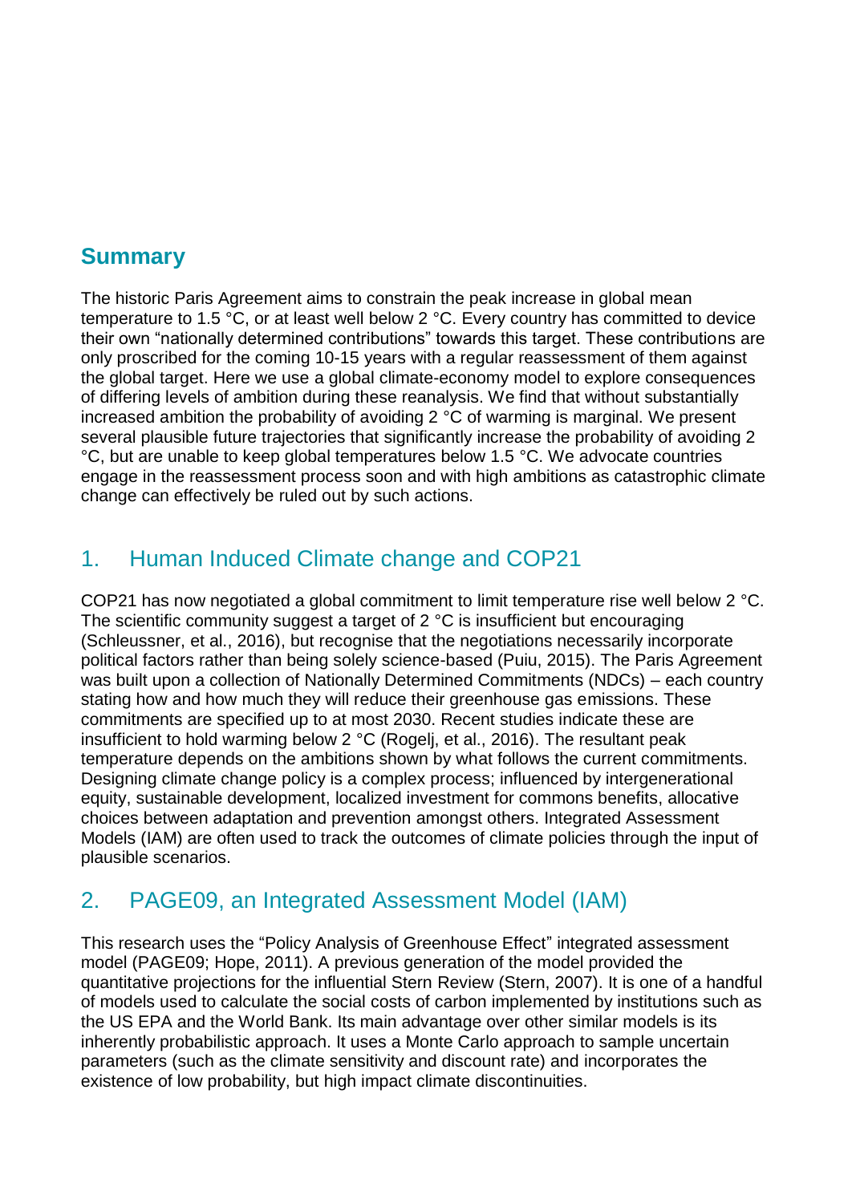## Summary

The historic Paris Agreement aims to constrain the peak increase in global mean temperature to 1.5 °C, or at least well below 2 °C. Every country has committed to device their own "nationally determined contributions" towards this target. These contributions are only proscribed for the coming 10-15 years with a regular reassessment of them against the global target. Here we use a global climate-economy model to explore consequences of differing levels of ambition during these reanalysis. We find that without substantially increased ambition the probability of avoiding 2 °C of warming is marginal. We present several plausible future trajectories that significantly increase the probability of avoiding 2 °C, but are unable to keep global temperatures below 1.5 °C. We advocate countries engage in the reassessment process soon and with high ambitions as catastrophic climate change can effectively be ruled out by such actions.

## 1. Human Induced Climate change and COP21

COP21 has now negotiated a global commitment to limit temperature rise well below 2 °C. The scientific community suggest a target of 2 °C is insufficient but encouraging (Schleussner, et al., 2016), but recognise that the negotiations necessarily incorporate political factors rather than being solely science-based (Puiu, 2015). The Paris Agreement was built upon a collection of Nationally Determined Commitments (NDCs) – each country stating how and how much they will reduce their greenhouse gas emissions. These commitments are specified up to at most 2030. Recent studies indicate these are insufficient to hold warming below 2 °C (Rogelj, et al., 2016). The resultant peak temperature depends on the ambitions shown by what follows the current commitments. Designing climate change policy is a complex process; influenced by intergenerational equity, sustainable development, localized investment for commons benefits, allocative choices between adaptation and prevention amongst others. Integrated Assessment Models (IAM) are often used to track the outcomes of climate policies through the input of plausible scenarios.

## 2. PAGE09, an Integrated Assessment Model (IAM)

This research uses the "Policy Analysis of Greenhouse Effect" integrated assessment model (PAGE09; Hope, 2011). A previous generation of the model provided the quantitative projections for the influential Stern Review (Stern, 2007). It is one of a handful of models used to calculate the social costs of carbon implemented by institutions such as the US EPA and the World Bank. Its main advantage over other similar models is its inherently probabilistic approach. It uses a Monte Carlo approach to sample uncertain parameters (such as the climate sensitivity and discount rate) and incorporates the existence of low probability, but high impact climate discontinuities.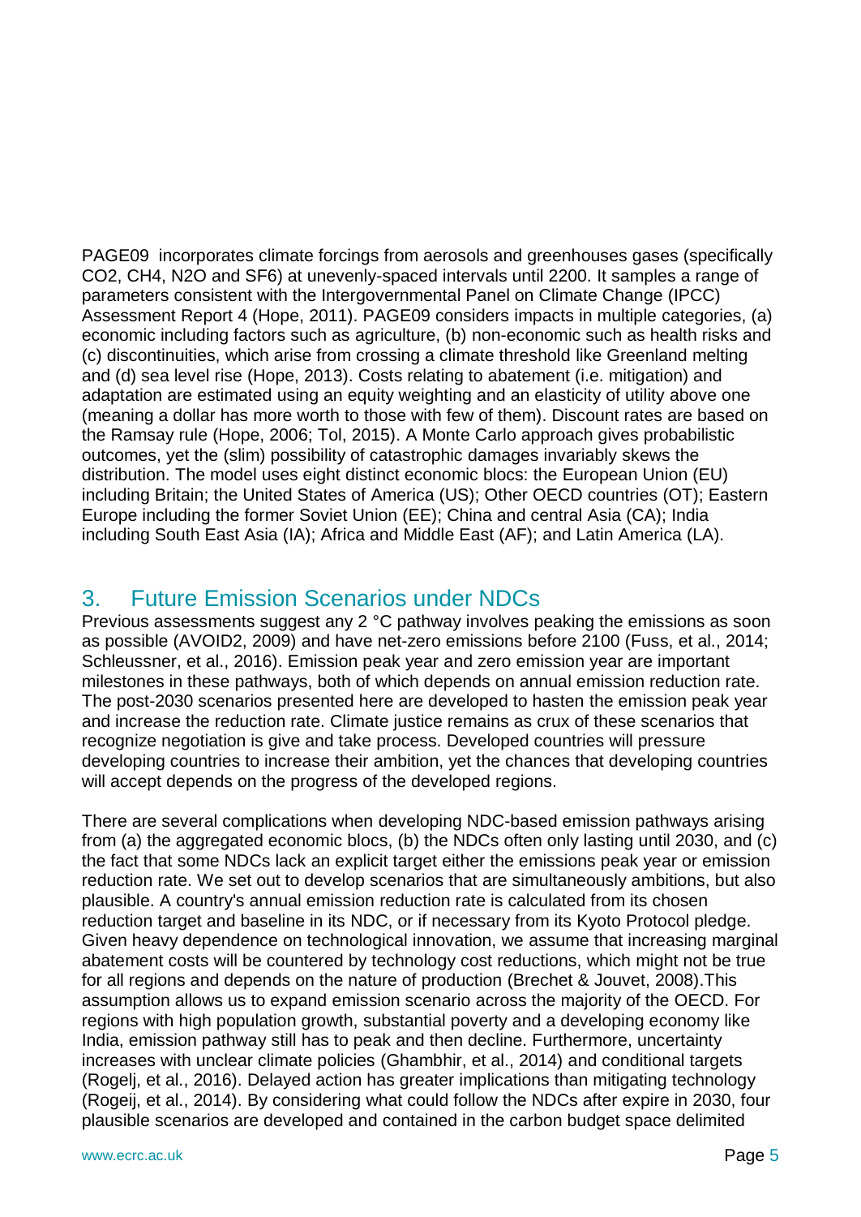PAGE09 incorporates climate forcings from aerosols and greenhouses gases (specifically $CO_2$, $CH_4$, $N_2O$ and $SF_6$) at unevenly-spaced intervals until 2200. It samples a range of parameters consistent with the Intergovernmental Panel on Climate Change (IPCC) Assessment Report 4 (Hope, 2011). PAGE09 considers impacts in multiple categories, (a) economic including factors such as agriculture, (b) non-economic such as health risks and (c) discontinuities, which arise from crossing a climate threshold like Greenland melting and (d) sea level rise (Hope, 2013). Costs relating to abatement (i.e. mitigation) and adaptation are estimated using an equity weighting and an elasticity of utility above one (meaning a dollar has more worth to those with few of them). Discount rates are based on the Ramsay rule (Hope, 2006; Tol, 2015). A Monte Carlo approach gives probabilistic outcomes, yet the (slim) possibility of catastrophic damages invariably skews the distribution. The model uses eight distinct economic blocs: the European Union (EU) including Britain; the United States of America (US); Other OECD countries (OT); Eastern Europe including the former Soviet Union (EE); China and central Asia (CA); India including South East Asia (IA); Africa and Middle East (AF); and Latin America (LA).

## 3. Future Emission Scenarios under NDCs

Previous assessments suggest any 2 °C pathway involves peaking the emissions as soon as possible (AVOID2, 2009) and have net-zero emissions before 2100 (Fuss, et al., 2014; Schleussner, et al., 2016). Emission peak year and zero emission year are important milestones in these pathways, both of which depends on annual emission reduction rate. The post-2030 scenarios presented here are developed to hasten the emission peak year and increase the reduction rate. Climate justice remains as crux of these scenarios that recognize negotiation is give and take process. Developed countries will pressure developing countries to increase their ambition, yet the chances that developing countries will accept depends on the progress of the developed regions.

There are several complications when developing NDC-based emission pathways arising from (a) the aggregated economic blocs, (b) the NDCs often only lasting until 2030, and (c) the fact that some NDCs lack an explicit target either the emissions peak year or emission reduction rate. We set out to develop scenarios that are simultaneously ambitions, but also plausible. A country's annual emission reduction rate is calculated from its chosen reduction target and baseline in its NDC, or if necessary from its Kyoto Protocol pledge. Given heavy dependence on technological innovation, we assume that increasing marginal abatement costs will be countered by technology cost reductions, which might not be true for all regions and depends on the nature of production (Brechet & Jouvet, 2008).This assumption allows us to expand emission scenario across the majority of the OECD. For regions with high population growth, substantial poverty and a developing economy like India, emission pathway still has to peak and then decline. Furthermore, uncertainty increases with unclear climate policies (Ghambhir, et al., 2014) and conditional targets (Rogelj, et al., 2016). Delayed action has greater implications than mitigating technology (Rogeij, et al., 2014). By considering what could follow the NDCs after expire in 2030, four plausible scenarios are developed and contained in the carbon budget space delimited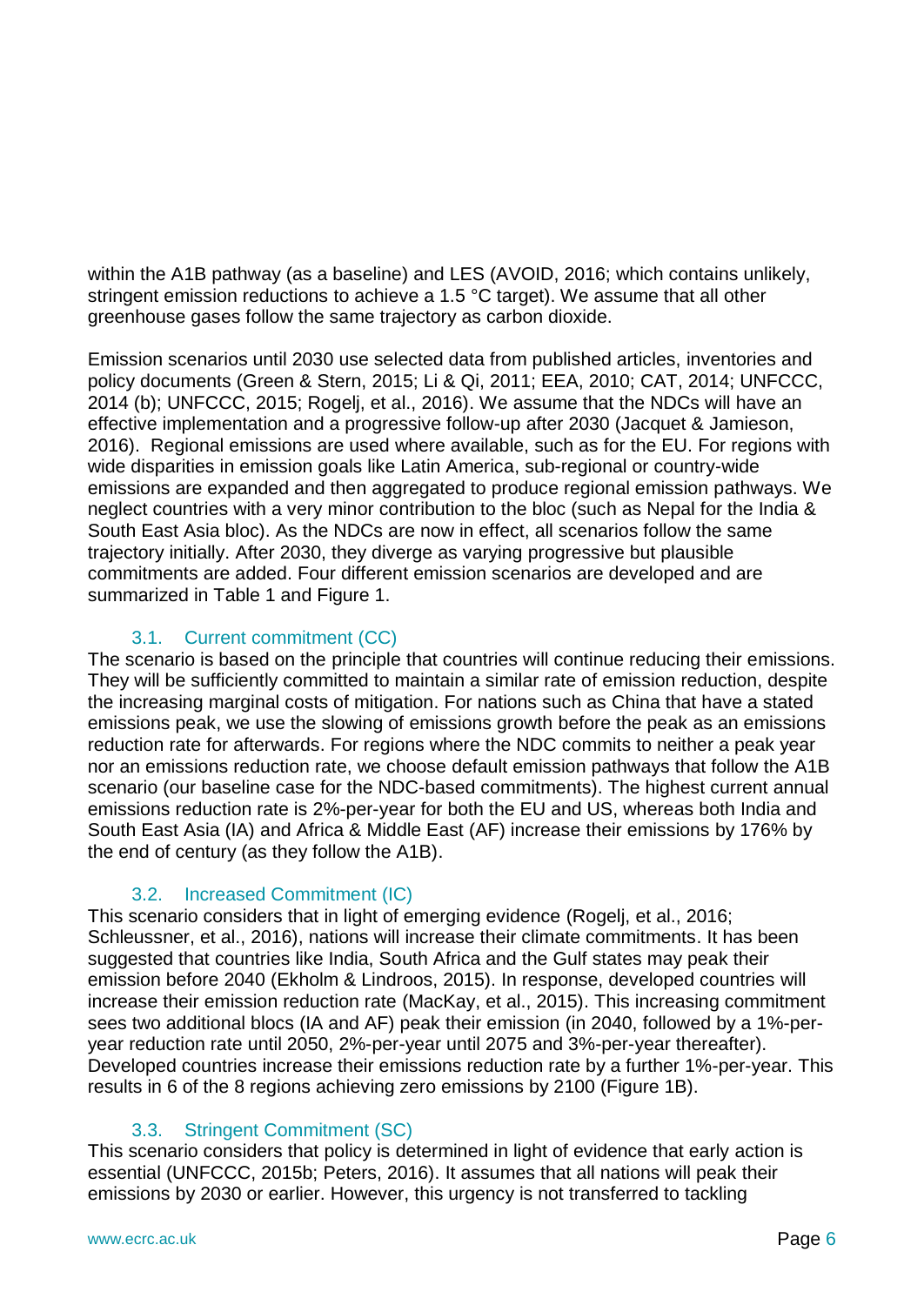within the A1B pathway (as a baseline) and LES (AVOID, 2016; which contains unlikely, stringent emission reductions to achieve a 1.5 °C target). We assume that all other greenhouse gases follow the same trajectory as carbon dioxide.

Emission scenarios until 2030 use selected data from published articles, inventories and policy documents (Green & Stern, 2015; Li & Qi, 2011; EEA, 2010; CAT, 2014; UNFCCC, 2014 (b); UNFCCC, 2015; Rogelj, et al., 2016). We assume that the NDCs will have an effective implementation and a progressive follow-up after 2030 (Jacquet & Jamieson, 2016). Regional emissions are used where available, such as for the EU. For regions with wide disparities in emission goals like Latin America, sub-regional or country-wide emissions are expanded and then aggregated to produce regional emission pathways. We neglect countries with a very minor contribution to the bloc (such as Nepal for the India & South East Asia bloc). As the NDCs are now in effect, all scenarios follow the same trajectory initially. After 2030, they diverge as varying progressive but plausible commitments are added. Four different emission scenarios are developed and are summarized in Table 1 and Figure 1.

### 3.1. Current commitment (CC)

The scenario is based on the principle that countries will continue reducing their emissions. They will be sufficiently committed to maintain a similar rate of emission reduction, despite the increasing marginal costs of mitigation. For nations such as China that have a stated emissions peak, we use the slowing of emissions growth before the peak as an emissions reduction rate for afterwards. For regions where the NDC commits to neither a peak year nor an emissions reduction rate, we choose default emission pathways that follow the A1B scenario (our baseline case for the NDC-based commitments). The highest current annual emissions reduction rate is 2%-per-year for both the EU and US, whereas both India and South East Asia (IA) and Africa & Middle East (AF) increase their emissions by 176% by the end of century (as they follow the A1B).

### 3.2. Increased Commitment (IC)

This scenario considers that in light of emerging evidence (Rogelj, et al., 2016; Schleussner, et al., 2016), nations will increase their climate commitments. It has been suggested that countries like India, South Africa and the Gulf states may peak their emission before 2040 (Ekholm & Lindroos, 2015). In response, developed countries will increase their emission reduction rate (MacKay, et al., 2015). This increasing commitment sees two additional blocs (IA and AF) peak their emission (in 2040, followed by a 1%-per-year reduction rate until 2050, 2%-per-year until 2075 and 3%-per-year thereafter). Developed countries increase their emissions reduction rate by a further 1%-per-year. This results in 6 of the 8 regions achieving zero emissions by 2100 (Figure 1B).

### 3.3. Stringent Commitment (SC)

This scenario considers that policy is determined in light of evidence that early action is essential (UNFCCC, 2015b; Peters, 2016). It assumes that all nations will peak their emissions by 2030 or earlier. However, this urgency is not transferred to tackling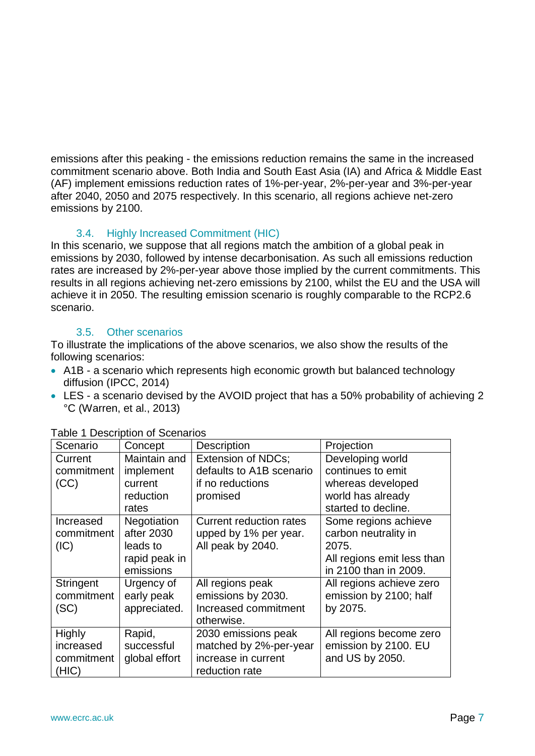emissions after this peaking - the emissions reduction remains the same in the increased commitment scenario above. Both India and South East Asia (IA) and Africa & Middle East (AF) implement emissions reduction rates of 1%-per-year, 2%-per-year and 3%-per-year after 2040, 2050 and 2075 respectively. In this scenario, all regions achieve net-zero emissions by 2100.

### 3.4. Highly Increased Commitment (HIC)

In this scenario, we suppose that all regions match the ambition of a global peak in emissions by 2030, followed by intense decarbonisation. As such all emissions reduction rates are increased by 2%-per-year above those implied by the current commitments. This results in all regions achieving net-zero emissions by 2100, whilst the EU and the USA will achieve it in 2050. The resulting emission scenario is roughly comparable to the RCP2.6 scenario.

### 3.5. Other scenarios

To illustrate the implications of the above scenarios, we also show the results of the following scenarios:

- A1B - a scenario which represents high economic growth but balanced technology diffusion (IPCC, 2014)
- LES - a scenario devised by the AVOID project that has a 50% probability of achieving 2 °C (Warren, et al., 2013)

Table 1 Description of Scenarios

| Scenario | Concept | Description | Projection |
|---|---|---|---|
| Current commitment (CC) | Maintain and implement current reduction rates | Extension of NDCs; defaults to A1B scenario if no reductions promised | Developing world continues to emit whereas developed world has already started to decline. |
| Increased commitment (IC) | Negotiation after 2030 leads to rapid peak in emissions | Current reduction rates upped by 1% per year. All peak by 2040. | Some regions achieve carbon neutrality in 2075. All regions emit less than in 2100 than in 2009. |
| Stringent commitment (SC) | Urgency of early peak appreciated. | All regions peak emissions by 2030. Increased commitment otherwise. | All regions achieve zero emission by 2100; half by 2075. |
| Highly increased commitment (HIC) | Rapid, successful global effort | 2030 emissions peak matched by 2%-per-year increase in current reduction rate | All regions become zero emission by 2100. EU and US by 2050. |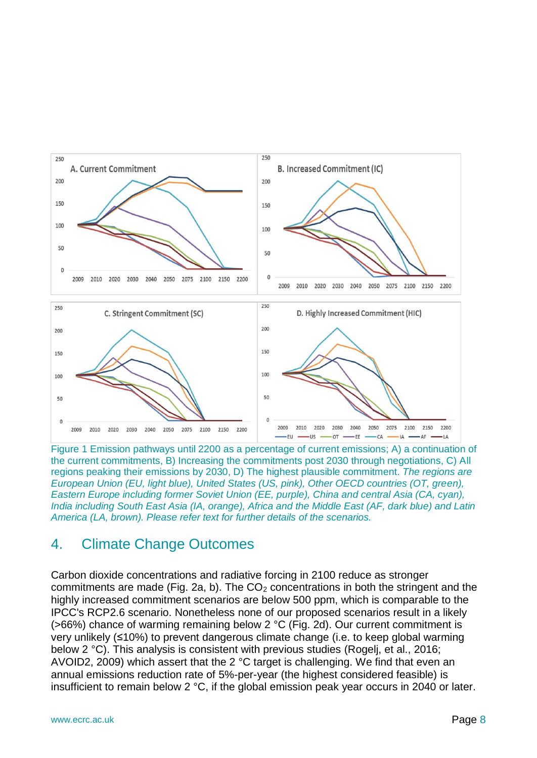Figure 1 Emission pathways until 2200 as a percentage of current emissions; A) a continuation of the current commitments, B) Increasing the commitments post 2030 through negotiations, C) All regions peaking their emissions by 2030, D) The highest plausible commitment. *The regions are European Union (EU, light blue), United States (US, pink), Other OECD countries (OT, green), Eastern Europe including former Soviet Union (EE, purple), China and central Asia (CA, cyan), India including South East Asia (IA, orange), Africa and the Middle East (AF, dark blue) and Latin America (LA, brown). Please refer text for further details of the scenarios.*

## 4. Climate Change Outcomes

Carbon dioxide concentrations and radiative forcing in 2100 reduce as stronger commitments are made (Fig. 2a, b). The $CO_2$ concentrations in both the stringent and the highly increased commitment scenarios are below 500 ppm, which is comparable to the IPCC's RCP2.6 scenario. Nonetheless none of our proposed scenarios result in a likely (>66%) chance of warming remaining below 2 °C (Fig. 2d). Our current commitment is very unlikely (≤10%) to prevent dangerous climate change (i.e. to keep global warming below 2 °C). This analysis is consistent with previous studies (Rogelj, et al., 2016; AVOID2, 2009) which assert that the 2 °C target is challenging. We find that even an annual emissions reduction rate of 5%-per-year (the highest considered feasible) is insufficient to remain below 2 °C, if the global emission peak year occurs in 2040 or later.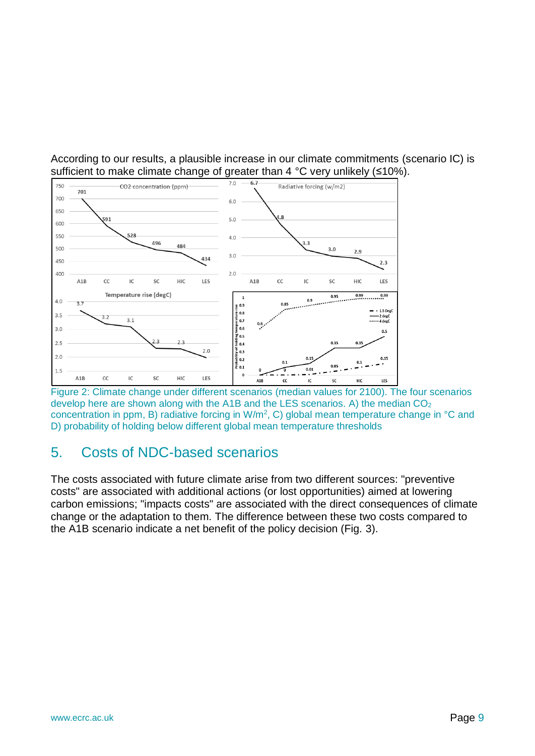According to our results, a plausible increase in our climate commitments (scenario IC) is sufficient to make climate change of greater than 4 °C very unlikely (≤10%).

Figure 2: Climate change under different scenarios (median values for 2100). The four scenarios develop here are shown along with the A1B and the LES scenarios. A) the median $CO_2$ concentration in ppm, B) radiative forcing in W/m$^2$, C) global mean temperature change in °C and D) probability of holding below different global mean temperature thresholds

## 5. Costs of NDC-based scenarios

The costs associated with future climate arise from two different sources: "preventive costs" are associated with additional actions (or lost opportunities) aimed at lowering carbon emissions; "impacts costs" are associated with the direct consequences of climate change or the adaptation to them. The difference between these two costs compared to the A1B scenario indicate a net benefit of the policy decision (Fig. 3).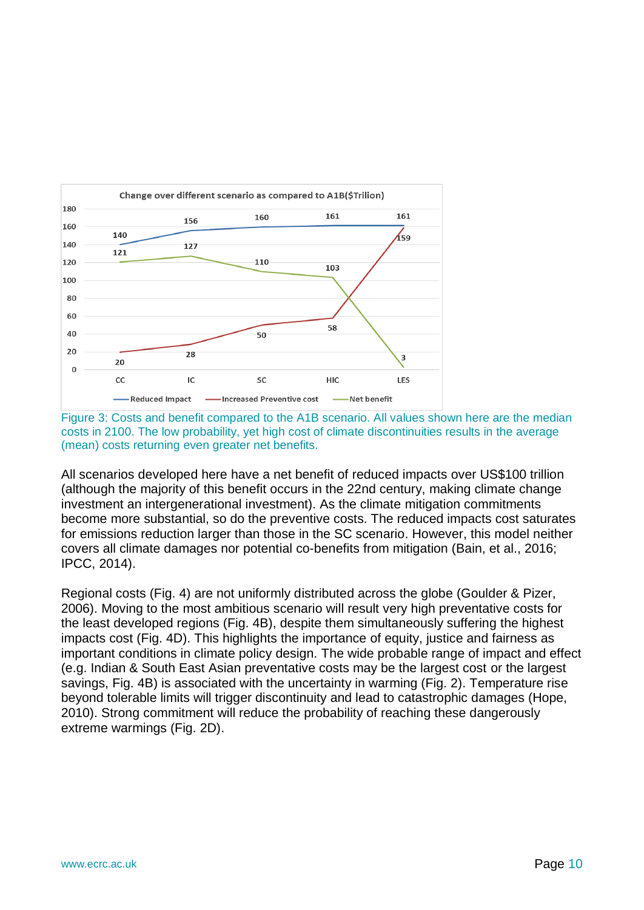Figure 3: Costs and benefit compared to the A1B scenario. All values shown here are the median costs in 2100. The low probability, yet high cost of climate discontinuities results in the average (mean) costs returning even greater net benefits.

All scenarios developed here have a net benefit of reduced impacts over US$100 trillion (although the majority of this benefit occurs in the 22nd century, making climate change investment an intergenerational investment). As the climate mitigation commitments become more substantial, so do the preventive costs. The reduced impacts cost saturates for emissions reduction larger than those in the SC scenario. However, this model neither covers all climate damages nor potential co-benefits from mitigation (Bain, et al., 2016; IPCC, 2014).

Regional costs (Fig. 4) are not uniformly distributed across the globe (Goulder & Pizer, 2006). Moving to the most ambitious scenario will result very high preventative costs for the least developed regions (Fig. 4B), despite them simultaneously suffering the highest impacts cost (Fig. 4D). This highlights the importance of equity, justice and fairness as important conditions in climate policy design. The wide probable range of impact and effect (e.g. Indian & South East Asian preventative costs may be the largest cost or the largest savings, Fig. 4B) is associated with the uncertainty in warming (Fig. 2). Temperature rise beyond tolerable limits will trigger discontinuity and lead to catastrophic damages (Hope, 2010). Strong commitment will reduce the probability of reaching these dangerously extreme warmings (Fig. 2D).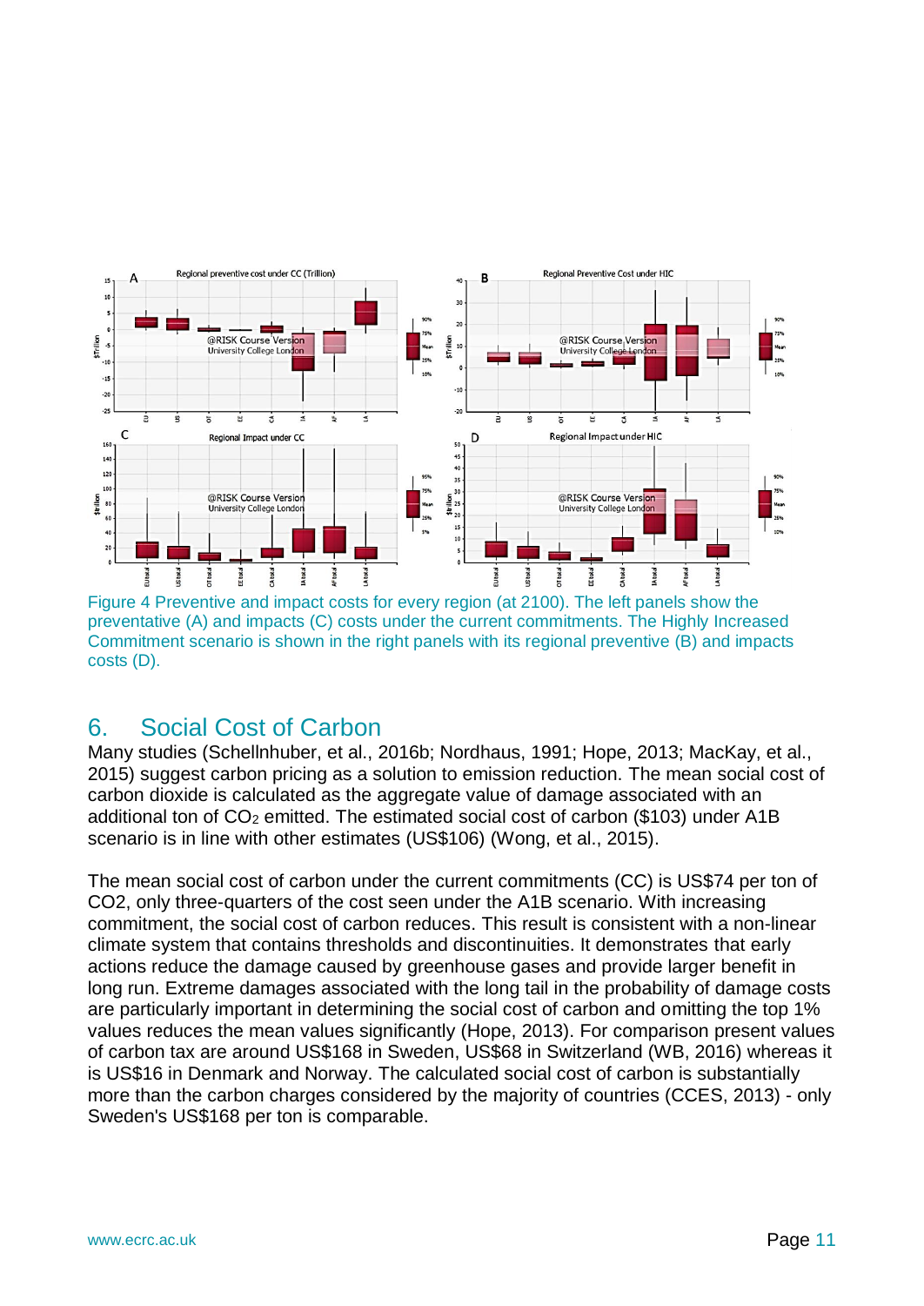Figure 4 Preventive and impact costs for every region (at 2100). The left panels show the preventative (A) and impacts (C) costs under the current commitments. The Highly Increased Commitment scenario is shown in the right panels with its regional preventive (B) and impacts costs (D).

## 6. Social Cost of Carbon

Many studies (Schellnhuber, et al., 2016b; Nordhaus, 1991; Hope, 2013; MacKay, et al., 2015) suggest carbon pricing as a solution to emission reduction. The mean social cost of carbon dioxide is calculated as the aggregate value of damage associated with an additional ton of $CO_2$ emitted. The estimated social cost of carbon ($103) under A1B scenario is in line with other estimates (US$106) (Wong, et al., 2015).

The mean social cost of carbon under the current commitments (CC) is US$74 per ton of CO2, only three-quarters of the cost seen under the A1B scenario. With increasing commitment, the social cost of carbon reduces. This result is consistent with a non-linear climate system that contains thresholds and discontinuities. It demonstrates that early actions reduce the damage caused by greenhouse gases and provide larger benefit in long run. Extreme damages associated with the long tail in the probability of damage costs are particularly important in determining the social cost of carbon and omitting the top 1% values reduces the mean values significantly (Hope, 2013). For comparison present values of carbon tax are around US$168 in Sweden, US$68 in Switzerland (WB, 2016) whereas it is US$16 in Denmark and Norway. The calculated social cost of carbon is substantially more than the carbon charges considered by the majority of countries (CCES, 2013) - only Sweden's US$168 per ton is comparable.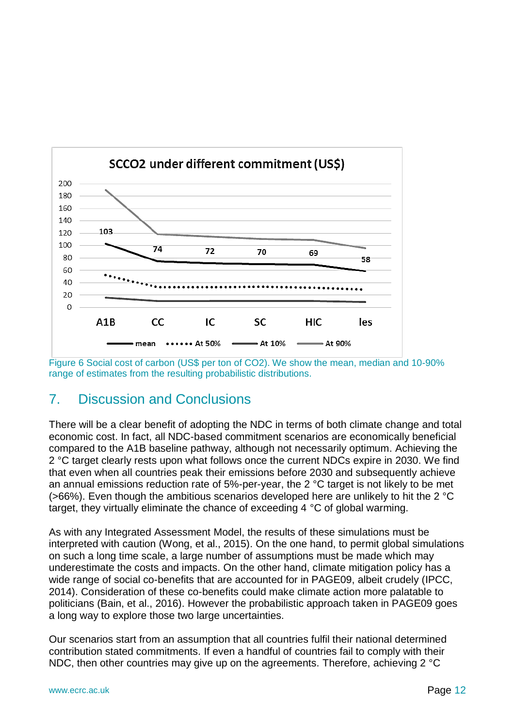Figure 6 Social cost of carbon (US$ per ton of CO2). We show the mean, median and 10-90% range of estimates from the resulting probabilistic distributions.

## 7. Discussion and Conclusions

There will be a clear benefit of adopting the NDC in terms of both climate change and total economic cost. In fact, all NDC-based commitment scenarios are economically beneficial compared to the A1B baseline pathway, although not necessarily optimum. Achieving the 2 °C target clearly rests upon what follows once the current NDCs expire in 2030. We find that even when all countries peak their emissions before 2030 and subsequently achieve an annual emissions reduction rate of 5%-per-year, the 2 °C target is not likely to be met (>66%). Even though the ambitious scenarios developed here are unlikely to hit the 2 °C target, they virtually eliminate the chance of exceeding 4 °C of global warming.

As with any Integrated Assessment Model, the results of these simulations must be interpreted with caution (Wong, et al., 2015). On the one hand, to permit global simulations on such a long time scale, a large number of assumptions must be made which may underestimate the costs and impacts. On the other hand, climate mitigation policy has a wide range of social co-benefits that are accounted for in PAGE09, albeit crudely (IPCC, 2014). Consideration of these co-benefits could make climate action more palatable to politicians (Bain, et al., 2016). However the probabilistic approach taken in PAGE09 goes a long way to explore those two large uncertainties.

Our scenarios start from an assumption that all countries fulfil their national determined contribution stated commitments. If even a handful of countries fail to comply with their NDC, then other countries may give up on the agreements. Therefore, achieving 2 °C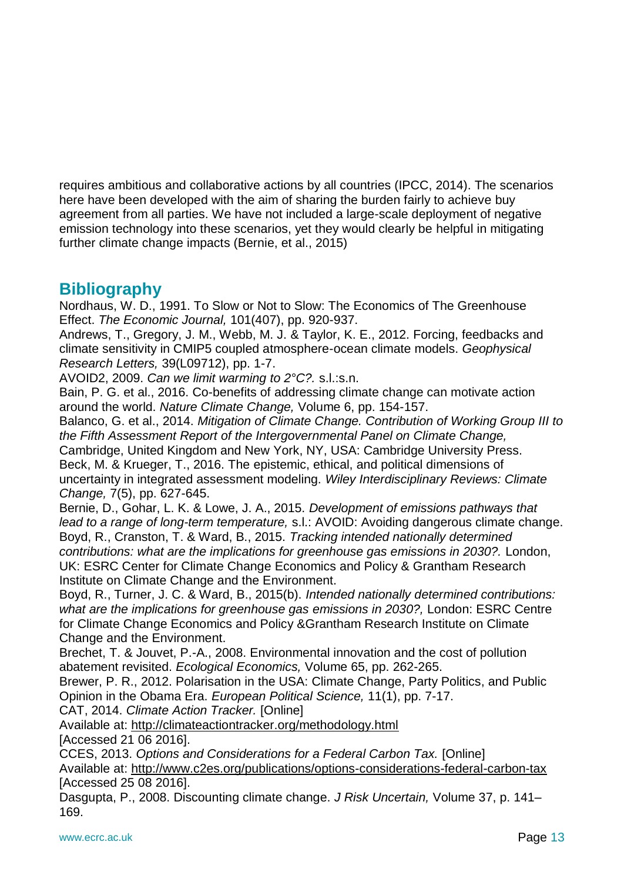requires ambitious and collaborative actions by all countries (IPCC, 2014). The scenarios here have been developed with the aim of sharing the burden fairly to achieve buy agreement from all parties. We have not included a large-scale deployment of negative emission technology into these scenarios, yet they would clearly be helpful in mitigating further climate change impacts (Bernie, et al., 2015)

## Bibliography

Nordhaus, W. D., 1991. To Slow or Not to Slow: The Economics of The Greenhouse Effect. *The Economic Journal,* 101(407), pp. 920-937.

Andrews, T., Gregory, J. M., Webb, M. J. & Taylor, K. E., 2012. Forcing, feedbacks and climate sensitivity in CMIP5 coupled atmosphere-ocean climate models. *Geophysical Research Letters,* 39(L09712), pp. 1-7.

AVOID2, 2009. *Can we limit warming to 2°C?.* s.l.:s.n.

Bain, P. G. et al., 2016. Co-benefits of addressing climate change can motivate action around the world. *Nature Climate Change,* Volume 6, pp. 154-157.

Balanco, G. et al., 2014. *Mitigation of Climate Change. Contribution of Working Group III to the Fifth Assessment Report of the Intergovernmental Panel on Climate Change,* Cambridge, United Kingdom and New York, NY, USA: Cambridge University Press.

Beck, M. & Krueger, T., 2016. The epistemic, ethical, and political dimensions of uncertainty in integrated assessment modeling. *Wiley Interdisciplinary Reviews: Climate Change,* 7(5), pp. 627-645.

Bernie, D., Gohar, L. K. & Lowe, J. A., 2015. *Development of emissions pathways that lead to a range of long-term temperature,* s.l.: AVOID: Avoiding dangerous climate change.

Boyd, R., Cranston, T. & Ward, B., 2015. *Tracking intended nationally determined contributions: what are the implications for greenhouse gas emissions in 2030?.* London, UK: ESRC Center for Climate Change Economics and Policy & Grantham Research Institute on Climate Change and the Environment.

Boyd, R., Turner, J. C. & Ward, B., 2015(b). *Intended nationally determined contributions: what are the implications for greenhouse gas emissions in 2030?,* London: ESRC Centre for Climate Change Economics and Policy &Grantham Research Institute on Climate Change and the Environment.

Brechet, T. & Jouvet, P.-A., 2008. Environmental innovation and the cost of pollution abatement revisited. *Ecological Economics,* Volume 65, pp. 262-265.

Brewer, P. R., 2012. Polarisation in the USA: Climate Change, Party Politics, and Public Opinion in the Obama Era. *European Political Science,* 11(1), pp. 7-17.

CAT, 2014. *Climate Action Tracker.* [Online]
Available at: http://climateactiontracker.org/methodology.html
[Accessed 21 06 2016].

CCES, 2013. *Options and Considerations for a Federal Carbon Tax.* [Online]
Available at: http://www.c2es.org/publications/options-considerations-federal-carbon-tax
[Accessed 25 08 2016].

Dasgupta, P., 2008. Discounting climate change. *J Risk Uncertain,* Volume 37, p. 141–169.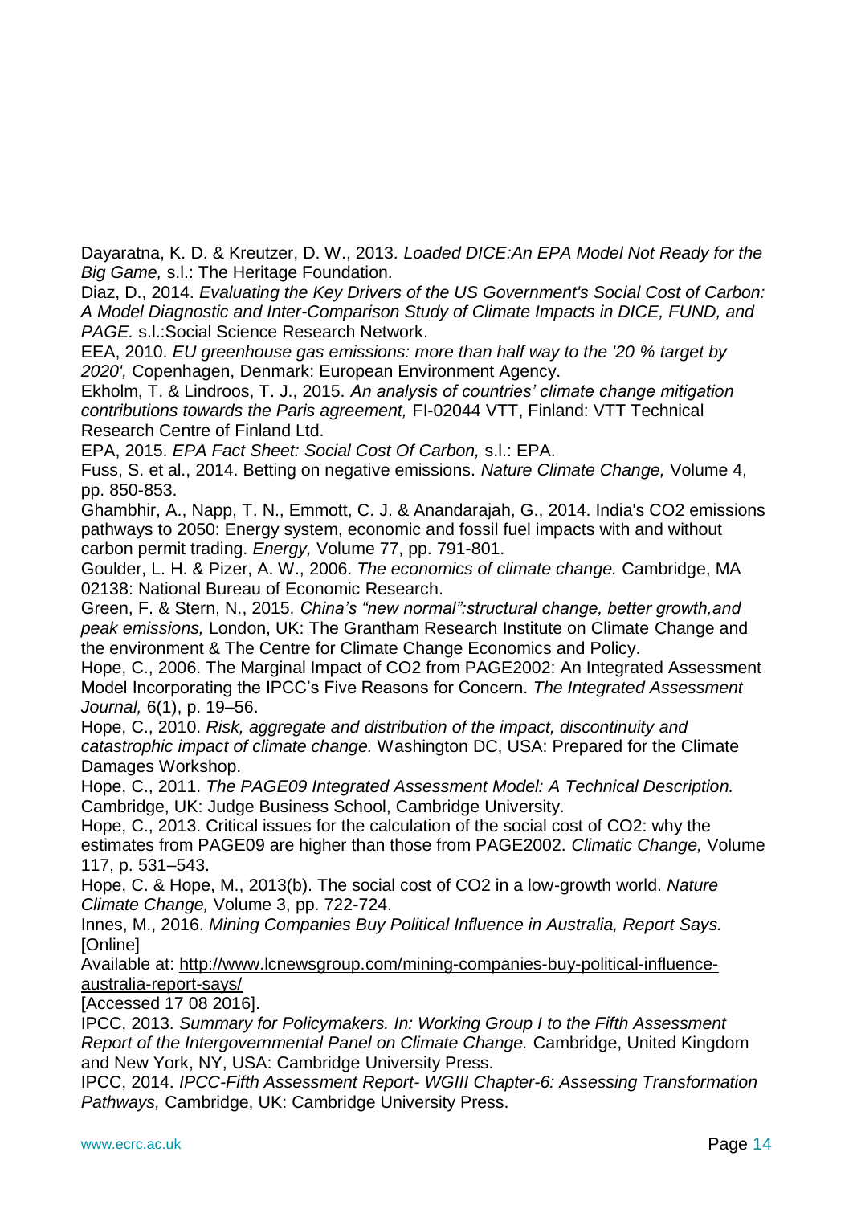Dayaratna, K. D. & Kreutzer, D. W., 2013. *Loaded DICE:An EPA Model Not Ready for the Big Game,* s.l.: The Heritage Foundation.

Diaz, D., 2014. *Evaluating the Key Drivers of the US Government's Social Cost of Carbon: A Model Diagnostic and Inter-Comparison Study of Climate Impacts in DICE, FUND, and PAGE.* s.l.:Social Science Research Network.

EEA, 2010. *EU greenhouse gas emissions: more than half way to the '20 % target by 2020',* Copenhagen, Denmark: European Environment Agency.

Ekholm, T. & Lindroos, T. J., 2015. *An analysis of countries' climate change mitigation contributions towards the Paris agreement,* FI-02044 VTT, Finland: VTT Technical Research Centre of Finland Ltd.

EPA, 2015. *EPA Fact Sheet: Social Cost Of Carbon,* s.l.: EPA.

Fuss, S. et al., 2014. Betting on negative emissions. *Nature Climate Change,* Volume 4, pp. 850-853.

Ghambhir, A., Napp, T. N., Emmott, C. J. & Anandarajah, G., 2014. India's CO2 emissions pathways to 2050: Energy system, economic and fossil fuel impacts with and without carbon permit trading. *Energy,* Volume 77, pp. 791-801.

Goulder, L. H. & Pizer, A. W., 2006. *The economics of climate change.* Cambridge, MA 02138: National Bureau of Economic Research.

Green, F. & Stern, N., 2015. *China's "new normal":structural change, better growth,and peak emissions,* London, UK: The Grantham Research Institute on Climate Change and the environment & The Centre for Climate Change Economics and Policy.

Hope, C., 2006. The Marginal Impact of CO2 from PAGE2002: An Integrated Assessment Model Incorporating the IPCC's Five Reasons for Concern. *The Integrated Assessment Journal,* 6(1), p. 19–56.

Hope, C., 2010. *Risk, aggregate and distribution of the impact, discontinuity and catastrophic impact of climate change.* Washington DC, USA: Prepared for the Climate Damages Workshop.

Hope, C., 2011. *The PAGE09 Integrated Assessment Model: A Technical Description.* Cambridge, UK: Judge Business School, Cambridge University.

Hope, C., 2013. Critical issues for the calculation of the social cost of CO2: why the estimates from PAGE09 are higher than those from PAGE2002. *Climatic Change,* Volume 117, p. 531–543.

Hope, C. & Hope, M., 2013(b). The social cost of CO2 in a low-growth world. *Nature Climate Change,* Volume 3, pp. 722-724.

Innes, M., 2016. *Mining Companies Buy Political Influence in Australia, Report Says.* [Online]
Available at: http://www.lcnewsgroup.com/mining-companies-buy-political-influence-australia-report-says/
[Accessed 17 08 2016].

IPCC, 2013. *Summary for Policymakers. In: Working Group I to the Fifth Assessment Report of the Intergovernmental Panel on Climate Change.* Cambridge, United Kingdom and New York, NY, USA: Cambridge University Press.

IPCC, 2014. *IPCC-Fifth Assessment Report- WGIII Chapter-6: Assessing Transformation Pathways,* Cambridge, UK: Cambridge University Press.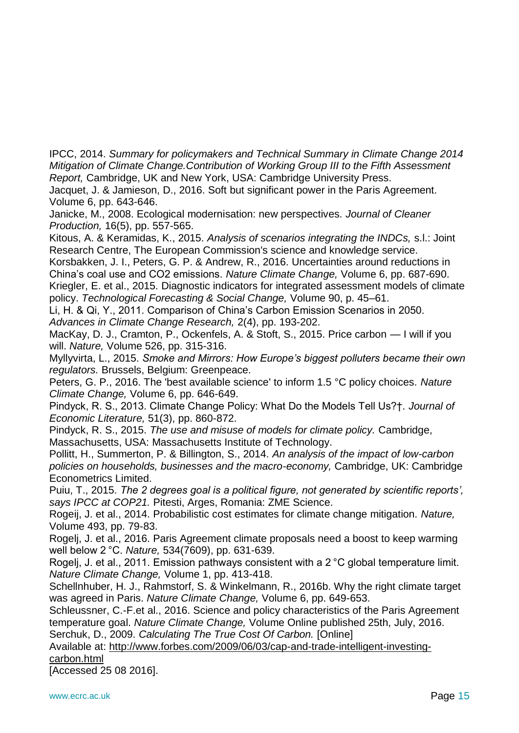IPCC, 2014. *Summary for policymakers and Technical Summary in Climate Change 2014 Mitigation of Climate Change.Contribution of Working Group III to the Fifth Assessment Report,* Cambridge, UK and New York, USA: Cambridge University Press.

Jacquet, J. & Jamieson, D., 2016. Soft but significant power in the Paris Agreement. Volume 6, pp. 643-646.

Janicke, M., 2008. Ecological modernisation: new perspectives. *Journal of Cleaner Production,* 16(5), pp. 557-565.

Kitous, A. & Keramidas, K., 2015. *Analysis of scenarios integrating the INDCs,* s.l.: Joint Research Centre, The European Commission's science and knowledge service.

Korsbakken, J. I., Peters, G. P. & Andrew, R., 2016. Uncertainties around reductions in China's coal use and CO2 emissions. *Nature Climate Change,* Volume 6, pp. 687-690.

Kriegler, E. et al., 2015. Diagnostic indicators for integrated assessment models of climate policy. *Technological Forecasting & Social Change,* Volume 90, p. 45–61.

Li, H. & Qi, Y., 2011. Comparison of China's Carbon Emission Scenarios in 2050. *Advances in Climate Change Research,* 2(4), pp. 193-202.

MacKay, D. J., Cramton, P., Ockenfels, A. & Stoft, S., 2015. Price carbon — I will if you will. *Nature,* Volume 526, pp. 315-316.

Myllyvirta, L., 2015. *Smoke and Mirrors: How Europe's biggest polluters became their own regulators.* Brussels, Belgium: Greenpeace.

Peters, G. P., 2016. The 'best available science' to inform 1.5 °C policy choices. *Nature Climate Change,* Volume 6, pp. 646-649.

Pindyck, R. S., 2013. Climate Change Policy: What Do the Models Tell Us?†. *Journal of Economic Literature,* 51(3), pp. 860-872.

Pindyck, R. S., 2015. *The use and misuse of models for climate policy.* Cambridge, Massachusetts, USA: Massachusetts Institute of Technology.

Pollitt, H., Summerton, P. & Billington, S., 2014. *An analysis of the impact of low-carbon policies on households, businesses and the macro-economy,* Cambridge, UK: Cambridge Econometrics Limited.

Puiu, T., 2015. *The 2 degrees goal is a political figure, not generated by scientific reports', says IPCC at COP21.* Pitesti, Arges, Romania: ZME Science.

Rogeij, J. et al., 2014. Probabilistic cost estimates for climate change mitigation. *Nature,* Volume 493, pp. 79-83.

Rogelj, J. et al., 2016. Paris Agreement climate proposals need a boost to keep warming well below 2 °C. *Nature,* 534(7609), pp. 631-639.

Rogelj, J. et al., 2011. Emission pathways consistent with a 2 °C global temperature limit. *Nature Climate Change,* Volume 1, pp. 413-418.

Schellnhuber, H. J., Rahmstorf, S. & Winkelmann, R., 2016b. Why the right climate target was agreed in Paris. *Nature Climate Change,* Volume 6, pp. 649-653.

Schleussner, C.-F.et al., 2016. Science and policy characteristics of the Paris Agreement temperature goal. *Nature Climate Change,* Volume Online published 25th, July, 2016.

Serchuk, D., 2009. *Calculating The True Cost Of Carbon.* [Online]
Available at: http://www.forbes.com/2009/06/03/cap-and-trade-intelligent-investing-carbon.html
[Accessed 25 08 2016].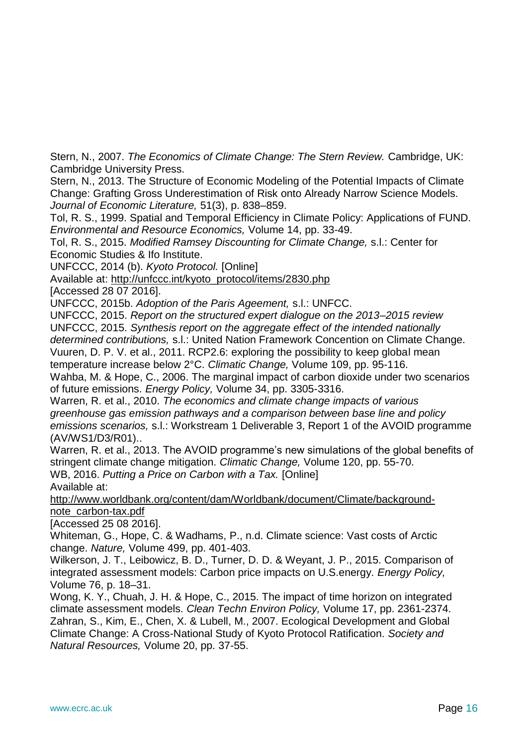Stern, N., 2007. *The Economics of Climate Change: The Stern Review.* Cambridge, UK: Cambridge University Press.

Stern, N., 2013. The Structure of Economic Modeling of the Potential Impacts of Climate Change: Grafting Gross Underestimation of Risk onto Already Narrow Science Models. *Journal of Economic Literature,* 51(3), p. 838–859.

Tol, R. S., 1999. Spatial and Temporal Efficiency in Climate Policy: Applications of FUND. *Environmental and Resource Economics,* Volume 14, pp. 33-49.

Tol, R. S., 2015. *Modified Ramsey Discounting for Climate Change,* s.l.: Center for Economic Studies & Ifo Institute.

UNFCCC, 2014 (b). *Kyoto Protocol.* [Online]
Available at: http://unfccc.int/kyoto_protocol/items/2830.php
[Accessed 28 07 2016].

UNFCCC, 2015b. *Adoption of the Paris Ageement,* s.l.: UNFCC.

UNFCCC, 2015. *Report on the structured expert dialogue on the 2013–2015 review*

UNFCCC, 2015. *Synthesis report on the aggregate effect of the intended nationally determined contributions,* s.l.: United Nation Framework Concention on Climate Change.

Vuuren, D. P. V. et al., 2011. RCP2.6: exploring the possibility to keep global mean temperature increase below 2°C. *Climatic Change,* Volume 109, pp. 95-116.

Wahba, M. & Hope, C., 2006. The marginal impact of carbon dioxide under two scenarios of future emissions. *Energy Policy,* Volume 34, pp. 3305-3316.

Warren, R. et al., 2010. *The economics and climate change impacts of various greenhouse gas emission pathways and a comparison between base line and policy emissions scenarios,* s.l.: Workstream 1 Deliverable 3, Report 1 of the AVOID programme (AV/WS1/D3/R01)..

Warren, R. et al., 2013. The AVOID programme's new simulations of the global benefits of stringent climate change mitigation. *Climatic Change,* Volume 120, pp. 55-70.

WB, 2016. *Putting a Price on Carbon with a Tax.* [Online]
Available at:
http://www.worldbank.org/content/dam/Worldbank/document/Climate/background-note_carbon-tax.pdf
[Accessed 25 08 2016].

Whiteman, G., Hope, C. & Wadhams, P., n.d. Climate science: Vast costs of Arctic change. *Nature,* Volume 499, pp. 401-403.

Wilkerson, J. T., Leibowicz, B. D., Turner, D. D. & Weyant, J. P., 2015. Comparison of integrated assessment models: Carbon price impacts on U.S.energy. *Energy Policy,* Volume 76, p. 18–31.

Wong, K. Y., Chuah, J. H. & Hope, C., 2015. The impact of time horizon on integrated climate assessment models. *Clean Techn Environ Policy,* Volume 17, pp. 2361-2374.

Zahran, S., Kim, E., Chen, X. & Lubell, M., 2007. Ecological Development and Global Climate Change: A Cross-National Study of Kyoto Protocol Ratification. *Society and Natural Resources,* Volume 20, pp. 37-55.